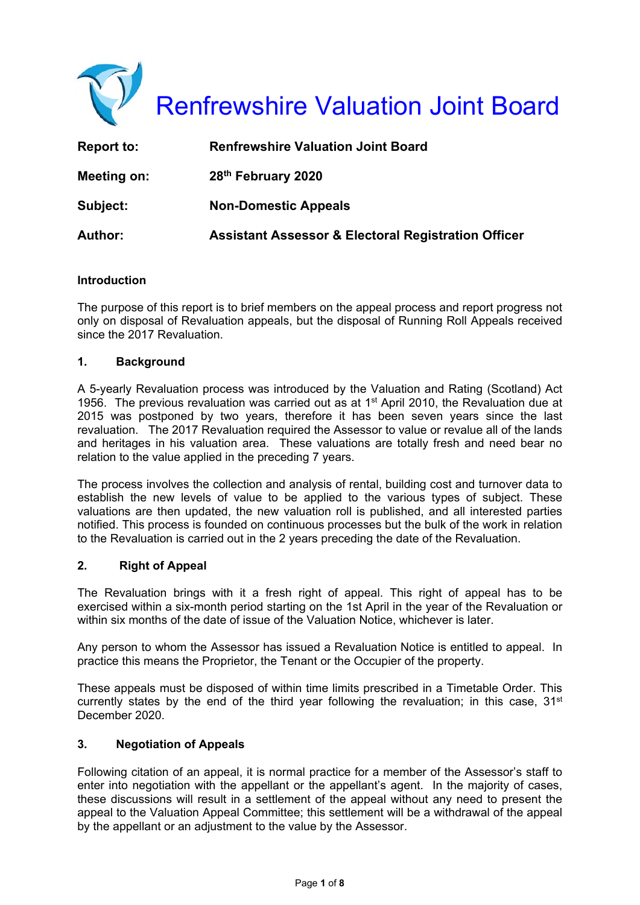// Renfrewshire Valuation Joint Board

| | |
|---|---|
| **Report to:** | **Renfrewshire Valuation Joint Board** |
| **Meeting on:** | **28th February 2020** |
| **Subject:** | **Non-Domestic Appeals** |
| **Author:** | **Assistant Assessor & Electoral Registration Officer** |

**Introduction**

The purpose of this report is to brief members on the appeal process and report progress not only on disposal of Revaluation appeals, but the disposal of Running Roll Appeals received since the 2017 Revaluation.

## 1. Background

A 5-yearly Revaluation process was introduced by the Valuation and Rating (Scotland) Act 1956. The previous revaluation was carried out as at 1st April 2010, the Revaluation due at 2015 was postponed by two years, therefore it has been seven years since the last revaluation. The 2017 Revaluation required the Assessor to value or revalue all of the lands and heritages in his valuation area. These valuations are totally fresh and need bear no relation to the value applied in the preceding 7 years.

The process involves the collection and analysis of rental, building cost and turnover data to establish the new levels of value to be applied to the various types of subject. These valuations are then updated, the new valuation roll is published, and all interested parties notified. This process is founded on continuous processes but the bulk of the work in relation to the Revaluation is carried out in the 2 years preceding the date of the Revaluation.

## 2. Right of Appeal

The Revaluation brings with it a fresh right of appeal. This right of appeal has to be exercised within a six-month period starting on the 1st April in the year of the Revaluation or within six months of the date of issue of the Valuation Notice, whichever is later.

Any person to whom the Assessor has issued a Revaluation Notice is entitled to appeal. In practice this means the Proprietor, the Tenant or the Occupier of the property.

These appeals must be disposed of within time limits prescribed in a Timetable Order. This currently states by the end of the third year following the revaluation; in this case, 31st December 2020.

## 3. Negotiation of Appeals

Following citation of an appeal, it is normal practice for a member of the Assessor's staff to enter into negotiation with the appellant or the appellant's agent. In the majority of cases, these discussions will result in a settlement of the appeal without any need to present the appeal to the Valuation Appeal Committee; this settlement will be a withdrawal of the appeal by the appellant or an adjustment to the value by the Assessor.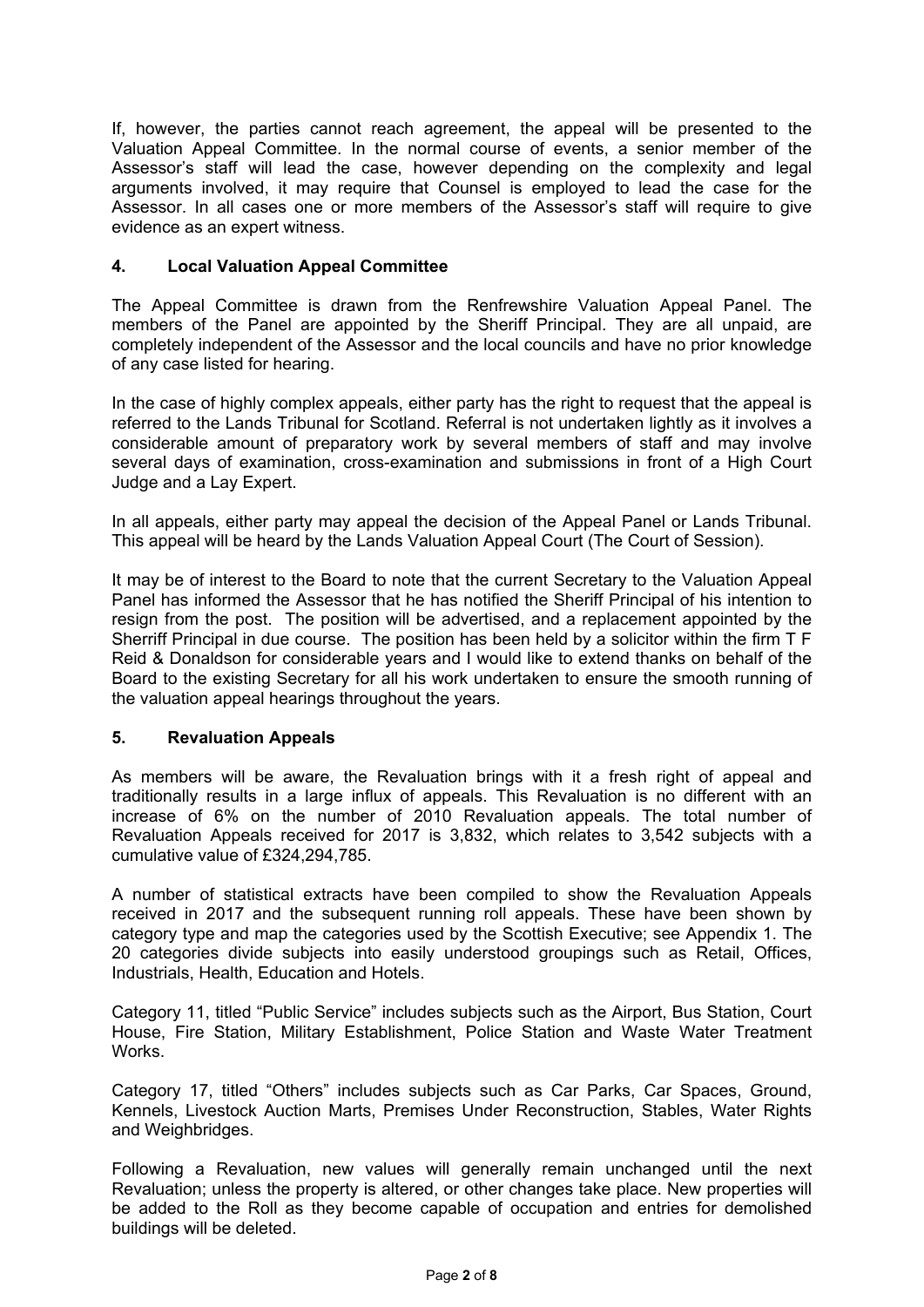If, however, the parties cannot reach agreement, the appeal will be presented to the Valuation Appeal Committee. In the normal course of events, a senior member of the Assessor's staff will lead the case, however depending on the complexity and legal arguments involved, it may require that Counsel is employed to lead the case for the Assessor. In all cases one or more members of the Assessor's staff will require to give evidence as an expert witness.

## 4. Local Valuation Appeal Committee

The Appeal Committee is drawn from the Renfrewshire Valuation Appeal Panel. The members of the Panel are appointed by the Sheriff Principal. They are all unpaid, are completely independent of the Assessor and the local councils and have no prior knowledge of any case listed for hearing.

In the case of highly complex appeals, either party has the right to request that the appeal is referred to the Lands Tribunal for Scotland. Referral is not undertaken lightly as it involves a considerable amount of preparatory work by several members of staff and may involve several days of examination, cross-examination and submissions in front of a High Court Judge and a Lay Expert.

In all appeals, either party may appeal the decision of the Appeal Panel or Lands Tribunal. This appeal will be heard by the Lands Valuation Appeal Court (The Court of Session).

It may be of interest to the Board to note that the current Secretary to the Valuation Appeal Panel has informed the Assessor that he has notified the Sheriff Principal of his intention to resign from the post. The position will be advertised, and a replacement appointed by the Sherriff Principal in due course. The position has been held by a solicitor within the firm T F Reid & Donaldson for considerable years and I would like to extend thanks on behalf of the Board to the existing Secretary for all his work undertaken to ensure the smooth running of the valuation appeal hearings throughout the years.

## 5. Revaluation Appeals

As members will be aware, the Revaluation brings with it a fresh right of appeal and traditionally results in a large influx of appeals. This Revaluation is no different with an increase of 6% on the number of 2010 Revaluation appeals. The total number of Revaluation Appeals received for 2017 is 3,832, which relates to 3,542 subjects with a cumulative value of £324,294,785.

A number of statistical extracts have been compiled to show the Revaluation Appeals received in 2017 and the subsequent running roll appeals. These have been shown by category type and map the categories used by the Scottish Executive; see Appendix 1. The 20 categories divide subjects into easily understood groupings such as Retail, Offices, Industrials, Health, Education and Hotels.

Category 11, titled "Public Service" includes subjects such as the Airport, Bus Station, Court House, Fire Station, Military Establishment, Police Station and Waste Water Treatment Works.

Category 17, titled "Others" includes subjects such as Car Parks, Car Spaces, Ground, Kennels, Livestock Auction Marts, Premises Under Reconstruction, Stables, Water Rights and Weighbridges.

Following a Revaluation, new values will generally remain unchanged until the next Revaluation; unless the property is altered, or other changes take place. New properties will be added to the Roll as they become capable of occupation and entries for demolished buildings will be deleted.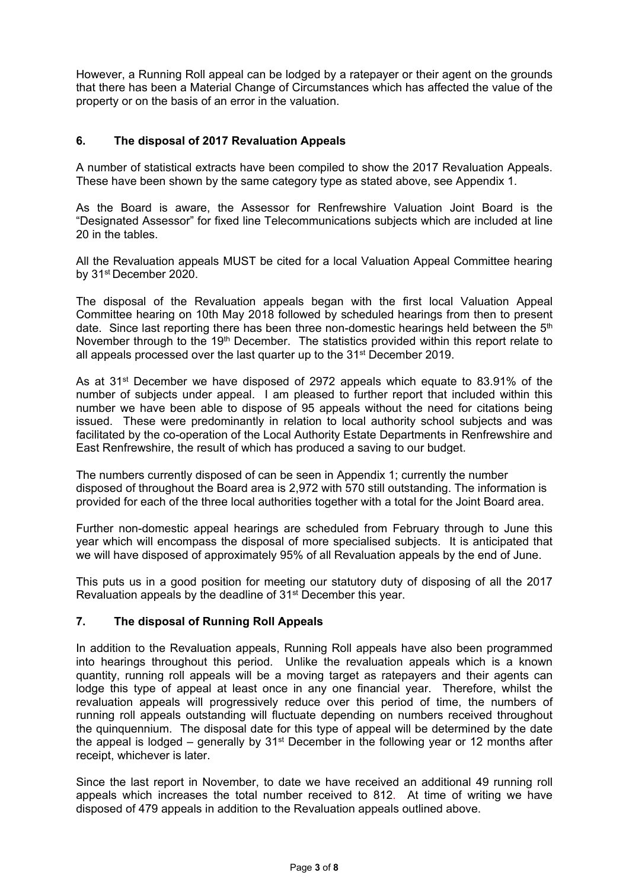However, a Running Roll appeal can be lodged by a ratepayer or their agent on the grounds that there has been a Material Change of Circumstances which has affected the value of the property or on the basis of an error in the valuation.

## 6. The disposal of 2017 Revaluation Appeals

A number of statistical extracts have been compiled to show the 2017 Revaluation Appeals. These have been shown by the same category type as stated above, see Appendix 1.

As the Board is aware, the Assessor for Renfrewshire Valuation Joint Board is the "Designated Assessor" for fixed line Telecommunications subjects which are included at line 20 in the tables.

All the Revaluation appeals MUST be cited for a local Valuation Appeal Committee hearing by 31st December 2020.

The disposal of the Revaluation appeals began with the first local Valuation Appeal Committee hearing on 10th May 2018 followed by scheduled hearings from then to present date. Since last reporting there has been three non-domestic hearings held between the 5th November through to the 19th December. The statistics provided within this report relate to all appeals processed over the last quarter up to the 31st December 2019.

As at 31st December we have disposed of 2972 appeals which equate to 83.91% of the number of subjects under appeal. I am pleased to further report that included within this number we have been able to dispose of 95 appeals without the need for citations being issued. These were predominantly in relation to local authority school subjects and was facilitated by the co-operation of the Local Authority Estate Departments in Renfrewshire and East Renfrewshire, the result of which has produced a saving to our budget.

The numbers currently disposed of can be seen in Appendix 1; currently the number disposed of throughout the Board area is 2,972 with 570 still outstanding. The information is provided for each of the three local authorities together with a total for the Joint Board area.

Further non-domestic appeal hearings are scheduled from February through to June this year which will encompass the disposal of more specialised subjects. It is anticipated that we will have disposed of approximately 95% of all Revaluation appeals by the end of June.

This puts us in a good position for meeting our statutory duty of disposing of all the 2017 Revaluation appeals by the deadline of 31st December this year.

## 7. The disposal of Running Roll Appeals

In addition to the Revaluation appeals, Running Roll appeals have also been programmed into hearings throughout this period. Unlike the revaluation appeals which is a known quantity, running roll appeals will be a moving target as ratepayers and their agents can lodge this type of appeal at least once in any one financial year. Therefore, whilst the revaluation appeals will progressively reduce over this period of time, the numbers of running roll appeals outstanding will fluctuate depending on numbers received throughout the quinquennium. The disposal date for this type of appeal will be determined by the date the appeal is lodged – generally by 31st December in the following year or 12 months after receipt, whichever is later.

Since the last report in November, to date we have received an additional 49 running roll appeals which increases the total number received to 812. At time of writing we have disposed of 479 appeals in addition to the Revaluation appeals outlined above.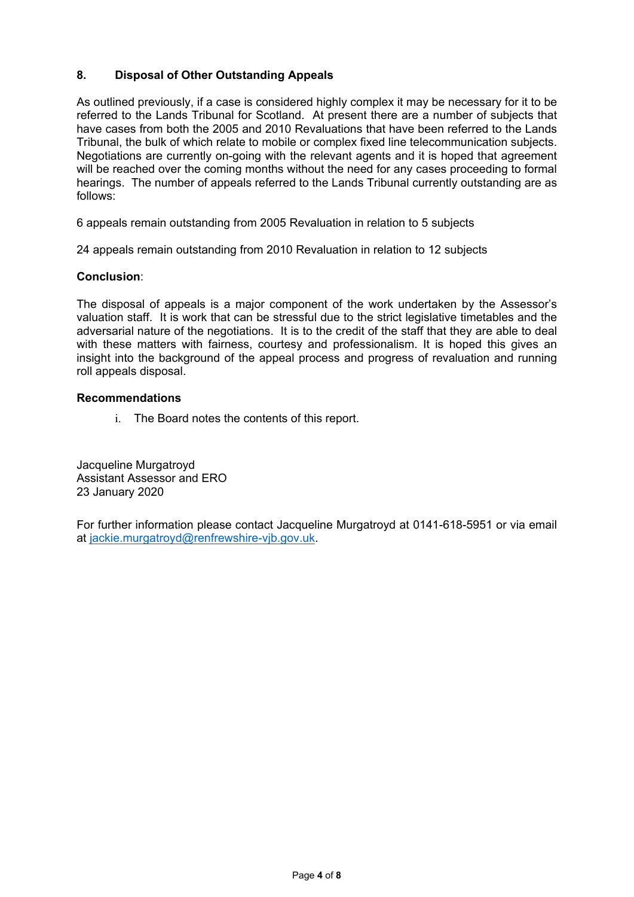## 8. Disposal of Other Outstanding Appeals

As outlined previously, if a case is considered highly complex it may be necessary for it to be referred to the Lands Tribunal for Scotland. At present there are a number of subjects that have cases from both the 2005 and 2010 Revaluations that have been referred to the Lands Tribunal, the bulk of which relate to mobile or complex fixed line telecommunication subjects. Negotiations are currently on-going with the relevant agents and it is hoped that agreement will be reached over the coming months without the need for any cases proceeding to formal hearings. The number of appeals referred to the Lands Tribunal currently outstanding are as follows:

6 appeals remain outstanding from 2005 Revaluation in relation to 5 subjects

24 appeals remain outstanding from 2010 Revaluation in relation to 12 subjects

**Conclusion**:

The disposal of appeals is a major component of the work undertaken by the Assessor's valuation staff. It is work that can be stressful due to the strict legislative timetables and the adversarial nature of the negotiations. It is to the credit of the staff that they are able to deal with these matters with fairness, courtesy and professionalism. It is hoped this gives an insight into the background of the appeal process and progress of revaluation and running roll appeals disposal.

**Recommendations**

i. The Board notes the contents of this report.

Jacqueline Murgatroyd
Assistant Assessor and ERO
23 January 2020

For further information please contact Jacqueline Murgatroyd at 0141-618-5951 or via email at jackie.murgatroyd@renfrewshire-vjb.gov.uk.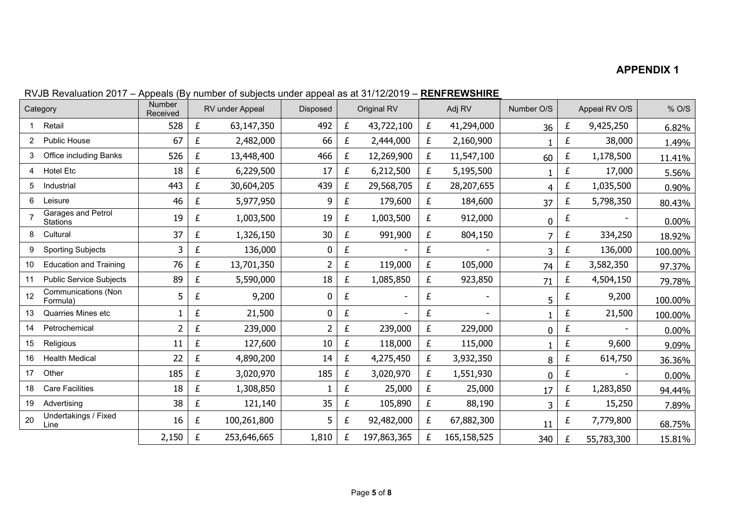**APPENDIX 1**

RVJB Revaluation 2017 – Appeals (By number of subjects under appeal as at 31/12/2019 – **RENFREWSHIRE**

| | Category | Number Received | RV under Appeal | Disposed | Original RV | Adj RV | Number O/S | Appeal RV O/S | % O/S |
|---|---|---|---|---|---|---|---|---|---|
| 1 | Retail | 528 | £ 63,147,350 | 492 | £ 43,722,100 | £ 41,294,000 | 36 | £ 9,425,250 | 6.82% |
| 2 | Public House | 67 | £ 2,482,000 | 66 | £ 2,444,000 | £ 2,160,900 | 1 | £ 38,000 | 1.49% |
| 3 | Office including Banks | 526 | £ 13,448,400 | 466 | £ 12,269,900 | £ 11,547,100 | 60 | £ 1,178,500 | 11.41% |
| 4 | Hotel Etc | 18 | £ 6,229,500 | 17 | £ 6,212,500 | £ 5,195,500 | 1 | £ 17,000 | 5.56% |
| 5 | Industrial | 443 | £ 30,604,205 | 439 | £ 29,568,705 | £ 28,207,655 | 4 | £ 1,035,500 | 0.90% |
| 6 | Leisure | 46 | £ 5,977,950 | 9 | £ 179,600 | £ 184,600 | 37 | £ 5,798,350 | 80.43% |
| 7 | Garages and Petrol Stations | 19 | £ 1,003,500 | 19 | £ 1,003,500 | £ 912,000 | 0 | £ - | 0.00% |
| 8 | Cultural | 37 | £ 1,326,150 | 30 | £ 991,900 | £ 804,150 | 7 | £ 334,250 | 18.92% |
| 9 | Sporting Subjects | 3 | £ 136,000 | 0 | £ - | £ - | 3 | £ 136,000 | 100.00% |
| 10 | Education and Training | 76 | £ 13,701,350 | 2 | £ 119,000 | £ 105,000 | 74 | £ 3,582,350 | 97.37% |
| 11 | Public Service Subjects | 89 | £ 5,590,000 | 18 | £ 1,085,850 | £ 923,850 | 71 | £ 4,504,150 | 79.78% |
| 12 | Communications (Non Formula) | 5 | £ 9,200 | 0 | £ - | £ - | 5 | £ 9,200 | 100.00% |
| 13 | Quarries Mines etc | 1 | £ 21,500 | 0 | £ - | £ - | 1 | £ 21,500 | 100.00% |
| 14 | Petrochemical | 2 | £ 239,000 | 2 | £ 239,000 | £ 229,000 | 0 | £ - | 0.00% |
| 15 | Religious | 11 | £ 127,600 | 10 | £ 118,000 | £ 115,000 | 1 | £ 9,600 | 9.09% |
| 16 | Health Medical | 22 | £ 4,890,200 | 14 | £ 4,275,450 | £ 3,932,350 | 8 | £ 614,750 | 36.36% |
| 17 | Other | 185 | £ 3,020,970 | 185 | £ 3,020,970 | £ 1,551,930 | 0 | £ - | 0.00% |
| 18 | Care Facilities | 18 | £ 1,308,850 | 1 | £ 25,000 | £ 25,000 | 17 | £ 1,283,850 | 94.44% |
| 19 | Advertising | 38 | £ 121,140 | 35 | £ 105,890 | £ 88,190 | 3 | £ 15,250 | 7.89% |
| 20 | Undertakings / Fixed Line | 16 | £ 100,261,800 | 5 | £ 92,482,000 | £ 67,882,300 | 11 | £ 7,779,800 | 68.75% |
| | | 2,150 | £ 253,646,665 | 1,810 | £ 197,863,365 | £ 165,158,525 | 340 | £ 55,783,300 | 15.81% |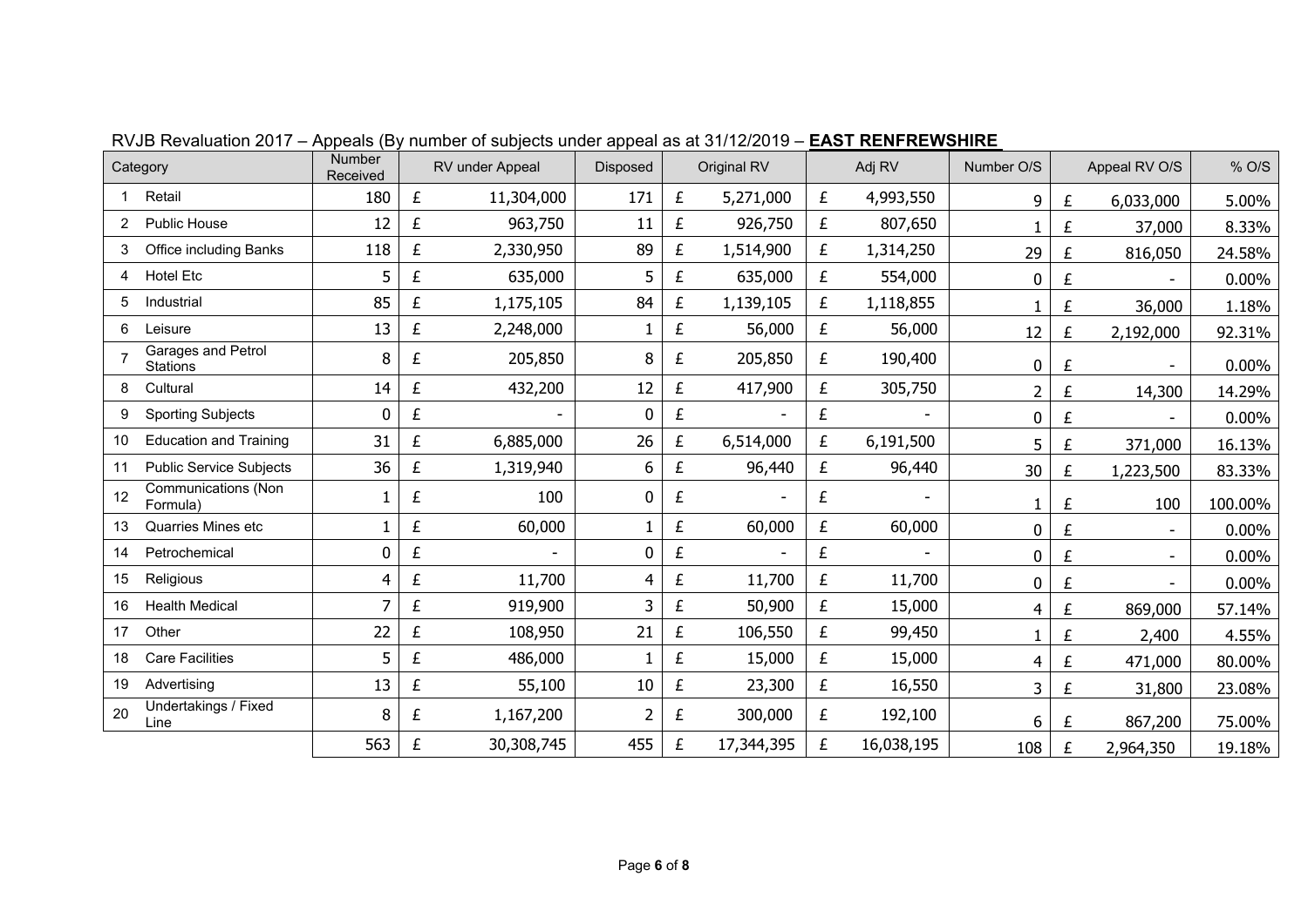RVJB Revaluation 2017 – Appeals (By number of subjects under appeal as at 31/12/2019 – **EAST RENFREWSHIRE**

| | Category | Number Received | RV under Appeal | | Disposed | Original RV | | Adj RV | | Number O/S | Appeal RV O/S | | % O/S |
|---|---|---|---|---|---|---|---|---|---|---|---|---|---|
| 1 | Retail | 180 | £ | 11,304,000 | 171 | £ | 5,271,000 | £ | 4,993,550 | 9 | £ | 6,033,000 | 5.00% |
| 2 | Public House | 12 | £ | 963,750 | 11 | £ | 926,750 | £ | 807,650 | 1 | £ | 37,000 | 8.33% |
| 3 | Office including Banks | 118 | £ | 2,330,950 | 89 | £ | 1,514,900 | £ | 1,314,250 | 29 | £ | 816,050 | 24.58% |
| 4 | Hotel Etc | 5 | £ | 635,000 | 5 | £ | 635,000 | £ | 554,000 | 0 | £ | - | 0.00% |
| 5 | Industrial | 85 | £ | 1,175,105 | 84 | £ | 1,139,105 | £ | 1,118,855 | 1 | £ | 36,000 | 1.18% |
| 6 | Leisure | 13 | £ | 2,248,000 | 1 | £ | 56,000 | £ | 56,000 | 12 | £ | 2,192,000 | 92.31% |
| 7 | Garages and Petrol Stations | 8 | £ | 205,850 | 8 | £ | 205,850 | £ | 190,400 | 0 | £ | - | 0.00% |
| 8 | Cultural | 14 | £ | 432,200 | 12 | £ | 417,900 | £ | 305,750 | 2 | £ | 14,300 | 14.29% |
| 9 | Sporting Subjects | 0 | £ | - | 0 | £ | - | £ | - | 0 | £ | - | 0.00% |
| 10 | Education and Training | 31 | £ | 6,885,000 | 26 | £ | 6,514,000 | £ | 6,191,500 | 5 | £ | 371,000 | 16.13% |
| 11 | Public Service Subjects | 36 | £ | 1,319,940 | 6 | £ | 96,440 | £ | 96,440 | 30 | £ | 1,223,500 | 83.33% |
| 12 | Communications (Non Formula) | 1 | £ | 100 | 0 | £ | - | £ | - | 1 | £ | 100 | 100.00% |
| 13 | Quarries Mines etc | 1 | £ | 60,000 | 1 | £ | 60,000 | £ | 60,000 | 0 | £ | - | 0.00% |
| 14 | Petrochemical | 0 | £ | - | 0 | £ | - | £ | - | 0 | £ | - | 0.00% |
| 15 | Religious | 4 | £ | 11,700 | 4 | £ | 11,700 | £ | 11,700 | 0 | £ | - | 0.00% |
| 16 | Health Medical | 7 | £ | 919,900 | 3 | £ | 50,900 | £ | 15,000 | 4 | £ | 869,000 | 57.14% |
| 17 | Other | 22 | £ | 108,950 | 21 | £ | 106,550 | £ | 99,450 | 1 | £ | 2,400 | 4.55% |
| 18 | Care Facilities | 5 | £ | 486,000 | 1 | £ | 15,000 | £ | 15,000 | 4 | £ | 471,000 | 80.00% |
| 19 | Advertising | 13 | £ | 55,100 | 10 | £ | 23,300 | £ | 16,550 | 3 | £ | 31,800 | 23.08% |
| 20 | Undertakings / Fixed Line | 8 | £ | 1,167,200 | 2 | £ | 300,000 | £ | 192,100 | 6 | £ | 867,200 | 75.00% |
| | | 563 | £ | 30,308,745 | 455 | £ | 17,344,395 | £ | 16,038,195 | 108 | £ | 2,964,350 | 19.18% |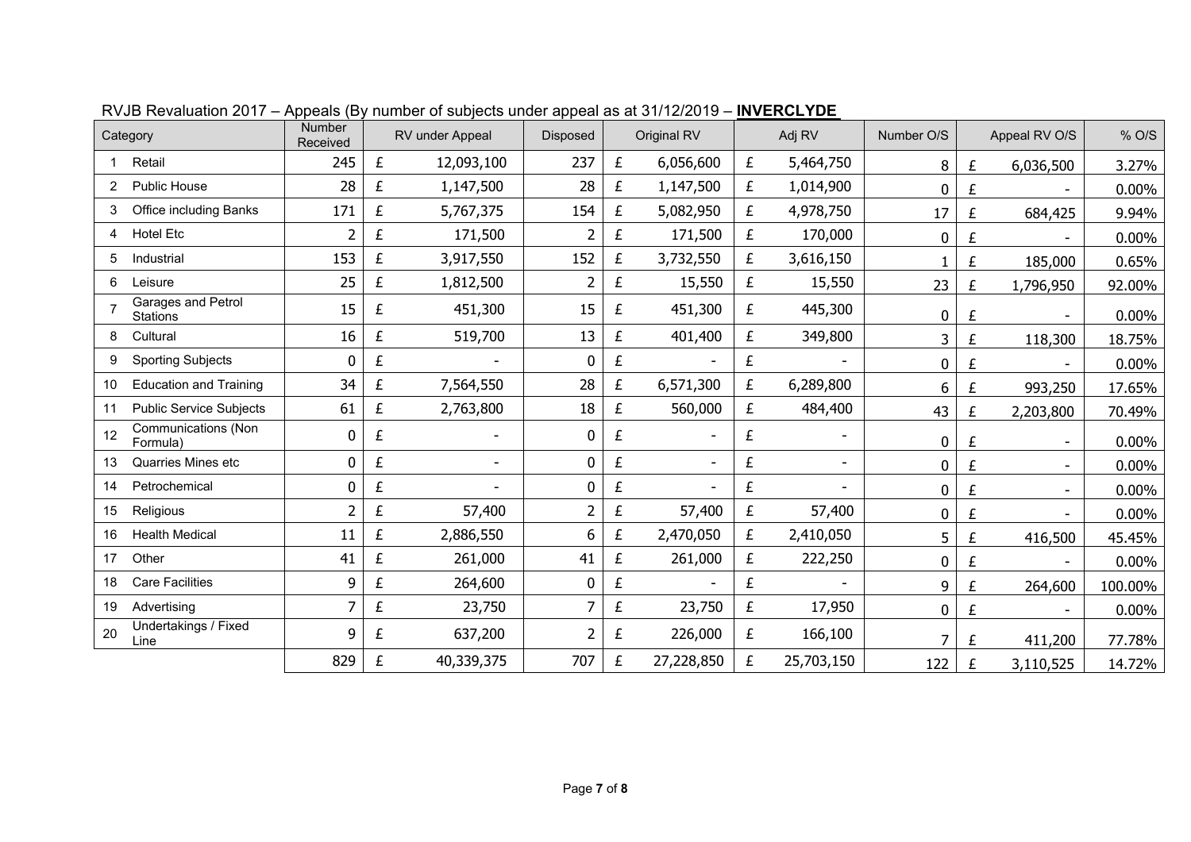## RVJB Revaluation 2017 – Appeals (By number of subjects under appeal as at 31/12/2019 – **INVERCLYDE**

| | Category | Number Received | RV under Appeal | Disposed | Original RV | Adj RV | Number O/S | Appeal RV O/S | % O/S |
|---|---|---|---|---|---|---|---|---|---|
| 1 | Retail | 245 | £ 12,093,100 | 237 | £ 6,056,600 | £ 5,464,750 | 8 | £ 6,036,500 | 3.27% |
| 2 | Public House | 28 | £ 1,147,500 | 28 | £ 1,147,500 | £ 1,014,900 | 0 | £ - | 0.00% |
| 3 | Office including Banks | 171 | £ 5,767,375 | 154 | £ 5,082,950 | £ 4,978,750 | 17 | £ 684,425 | 9.94% |
| 4 | Hotel Etc | 2 | £ 171,500 | 2 | £ 171,500 | £ 170,000 | 0 | £ - | 0.00% |
| 5 | Industrial | 153 | £ 3,917,550 | 152 | £ 3,732,550 | £ 3,616,150 | 1 | £ 185,000 | 0.65% |
| 6 | Leisure | 25 | £ 1,812,500 | 2 | £ 15,550 | £ 15,550 | 23 | £ 1,796,950 | 92.00% |
| 7 | Garages and Petrol Stations | 15 | £ 451,300 | 15 | £ 451,300 | £ 445,300 | 0 | £ - | 0.00% |
| 8 | Cultural | 16 | £ 519,700 | 13 | £ 401,400 | £ 349,800 | 3 | £ 118,300 | 18.75% |
| 9 | Sporting Subjects | 0 | £ - | 0 | £ - | £ - | 0 | £ - | 0.00% |
| 10 | Education and Training | 34 | £ 7,564,550 | 28 | £ 6,571,300 | £ 6,289,800 | 6 | £ 993,250 | 17.65% |
| 11 | Public Service Subjects | 61 | £ 2,763,800 | 18 | £ 560,000 | £ 484,400 | 43 | £ 2,203,800 | 70.49% |
| 12 | Communications (Non Formula) | 0 | £ - | 0 | £ - | £ - | 0 | £ - | 0.00% |
| 13 | Quarries Mines etc | 0 | £ - | 0 | £ - | £ - | 0 | £ - | 0.00% |
| 14 | Petrochemical | 0 | £ - | 0 | £ - | £ - | 0 | £ - | 0.00% |
| 15 | Religious | 2 | £ 57,400 | 2 | £ 57,400 | £ 57,400 | 0 | £ - | 0.00% |
| 16 | Health Medical | 11 | £ 2,886,550 | 6 | £ 2,470,050 | £ 2,410,050 | 5 | £ 416,500 | 45.45% |
| 17 | Other | 41 | £ 261,000 | 41 | £ 261,000 | £ 222,250 | 0 | £ - | 0.00% |
| 18 | Care Facilities | 9 | £ 264,600 | 0 | £ - | £ - | 9 | £ 264,600 | 100.00% |
| 19 | Advertising | 7 | £ 23,750 | 7 | £ 23,750 | £ 17,950 | 0 | £ - | 0.00% |
| 20 | Undertakings / Fixed Line | 9 | £ 637,200 | 2 | £ 226,000 | £ 166,100 | 7 | £ 411,200 | 77.78% |
| | | 829 | £ 40,339,375 | 707 | £ 27,228,850 | £ 25,703,150 | 122 | £ 3,110,525 | 14.72% |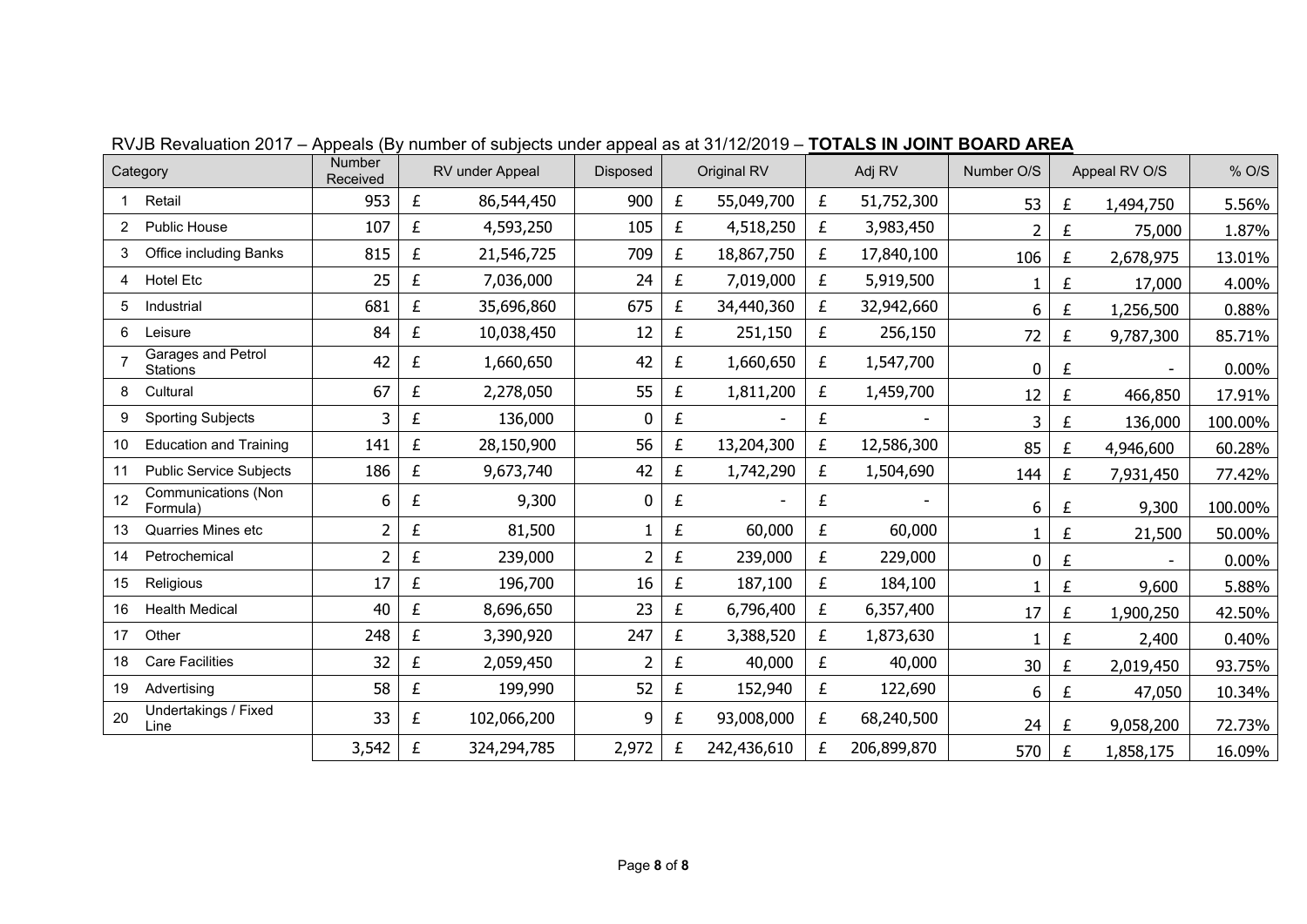RVJB Revaluation 2017 – Appeals (By number of subjects under appeal as at 31/12/2019 – **TOTALS IN JOINT BOARD AREA**

| Category | | Number Received | RV under Appeal | | Disposed | Original RV | | Adj RV | | Number O/S | Appeal RV O/S | | % O/S |
|---|---|---|---|---|---|---|---|---|---|---|---|---|---|
| 1 | Retail | 953 | £ | 86,544,450 | 900 | £ | 55,049,700 | £ | 51,752,300 | 53 | £ | 1,494,750 | 5.56% |
| 2 | Public House | 107 | £ | 4,593,250 | 105 | £ | 4,518,250 | £ | 3,983,450 | 2 | £ | 75,000 | 1.87% |
| 3 | Office including Banks | 815 | £ | 21,546,725 | 709 | £ | 18,867,750 | £ | 17,840,100 | 106 | £ | 2,678,975 | 13.01% |
| 4 | Hotel Etc | 25 | £ | 7,036,000 | 24 | £ | 7,019,000 | £ | 5,919,500 | 1 | £ | 17,000 | 4.00% |
| 5 | Industrial | 681 | £ | 35,696,860 | 675 | £ | 34,440,360 | £ | 32,942,660 | 6 | £ | 1,256,500 | 0.88% |
| 6 | Leisure | 84 | £ | 10,038,450 | 12 | £ | 251,150 | £ | 256,150 | 72 | £ | 9,787,300 | 85.71% |
| 7 | Garages and Petrol Stations | 42 | £ | 1,660,650 | 42 | £ | 1,660,650 | £ | 1,547,700 | 0 | £ | - | 0.00% |
| 8 | Cultural | 67 | £ | 2,278,050 | 55 | £ | 1,811,200 | £ | 1,459,700 | 12 | £ | 466,850 | 17.91% |
| 9 | Sporting Subjects | 3 | £ | 136,000 | 0 | £ | - | £ | - | 3 | £ | 136,000 | 100.00% |
| 10 | Education and Training | 141 | £ | 28,150,900 | 56 | £ | 13,204,300 | £ | 12,586,300 | 85 | £ | 4,946,600 | 60.28% |
| 11 | Public Service Subjects | 186 | £ | 9,673,740 | 42 | £ | 1,742,290 | £ | 1,504,690 | 144 | £ | 7,931,450 | 77.42% |
| 12 | Communications (Non Formula) | 6 | £ | 9,300 | 0 | £ | - | £ | - | 6 | £ | 9,300 | 100.00% |
| 13 | Quarries Mines etc | 2 | £ | 81,500 | 1 | £ | 60,000 | £ | 60,000 | 1 | £ | 21,500 | 50.00% |
| 14 | Petrochemical | 2 | £ | 239,000 | 2 | £ | 239,000 | £ | 229,000 | 0 | £ | - | 0.00% |
| 15 | Religious | 17 | £ | 196,700 | 16 | £ | 187,100 | £ | 184,100 | 1 | £ | 9,600 | 5.88% |
| 16 | Health Medical | 40 | £ | 8,696,650 | 23 | £ | 6,796,400 | £ | 6,357,400 | 17 | £ | 1,900,250 | 42.50% |
| 17 | Other | 248 | £ | 3,390,920 | 247 | £ | 3,388,520 | £ | 1,873,630 | 1 | £ | 2,400 | 0.40% |
| 18 | Care Facilities | 32 | £ | 2,059,450 | 2 | £ | 40,000 | £ | 40,000 | 30 | £ | 2,019,450 | 93.75% |
| 19 | Advertising | 58 | £ | 199,990 | 52 | £ | 152,940 | £ | 122,690 | 6 | £ | 47,050 | 10.34% |
| 20 | Undertakings / Fixed Line | 33 | £ | 102,066,200 | 9 | £ | 93,008,000 | £ | 68,240,500 | 24 | £ | 9,058,200 | 72.73% |
| | | 3,542 | £ | 324,294,785 | 2,972 | £ | 242,436,610 | £ | 206,899,870 | 570 | £ | 1,858,175 | 16.09% |